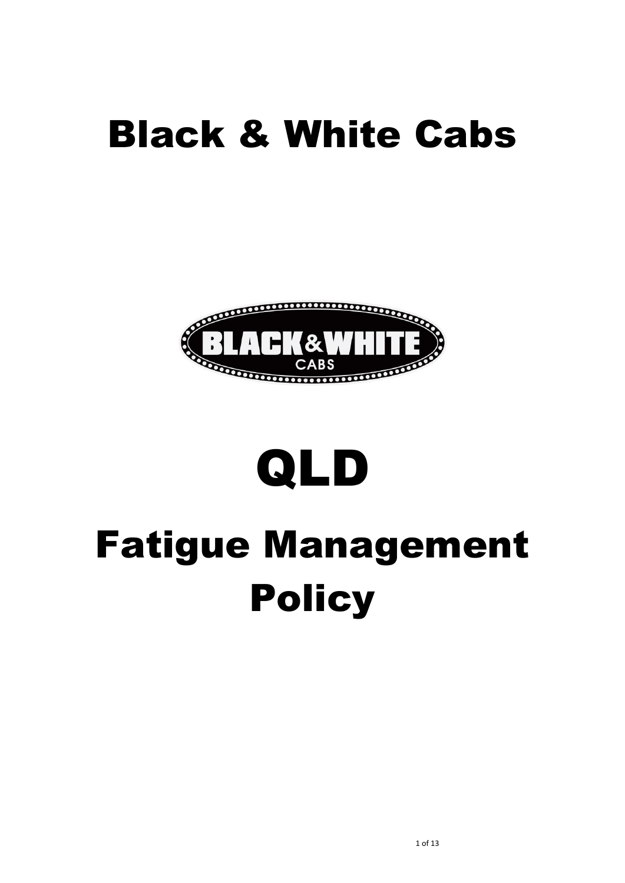# Black & White Cabs

# QLD

# Fatigue Management Policy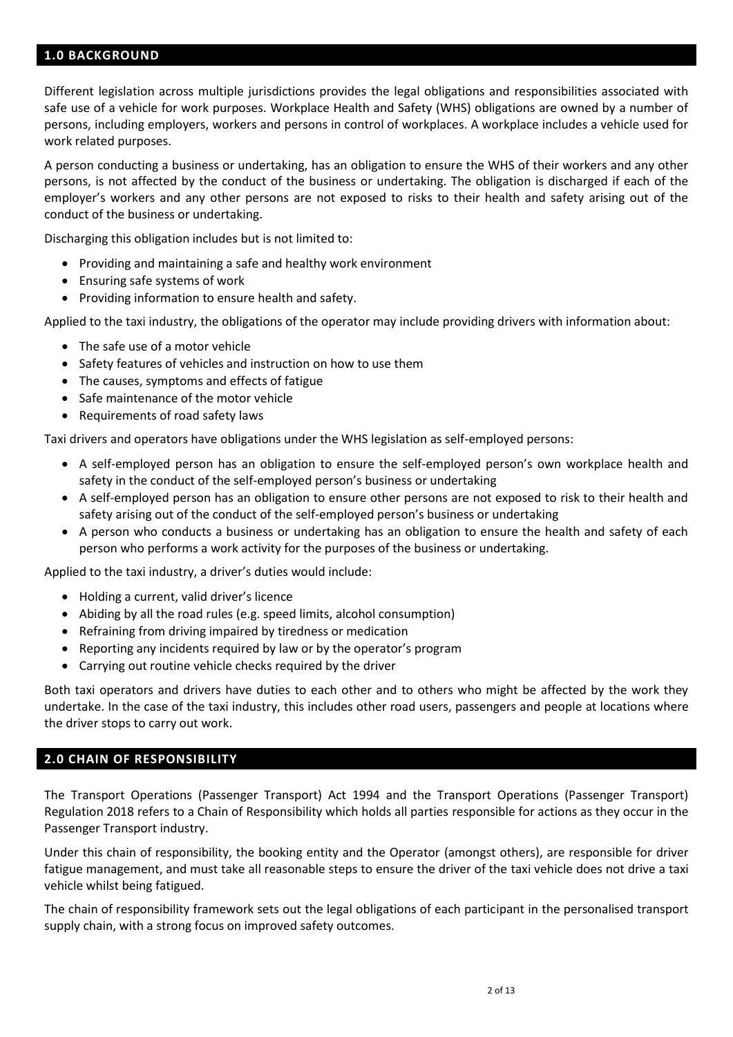## 1.0 BACKGROUND

Different legislation across multiple jurisdictions provides the legal obligations and responsibilities associated with safe use of a vehicle for work purposes. Workplace Health and Safety (WHS) obligations are owned by a number of persons, including employers, workers and persons in control of workplaces. A workplace includes a vehicle used for work related purposes.

A person conducting a business or undertaking, has an obligation to ensure the WHS of their workers and any other persons, is not affected by the conduct of the business or undertaking. The obligation is discharged if each of the employer's workers and any other persons are not exposed to risks to their health and safety arising out of the conduct of the business or undertaking.

Discharging this obligation includes but is not limited to:

- Providing and maintaining a safe and healthy work environment
- Ensuring safe systems of work
- Providing information to ensure health and safety.

Applied to the taxi industry, the obligations of the operator may include providing drivers with information about:

- The safe use of a motor vehicle
- Safety features of vehicles and instruction on how to use them
- The causes, symptoms and effects of fatigue
- Safe maintenance of the motor vehicle
- Requirements of road safety laws

Taxi drivers and operators have obligations under the WHS legislation as self-employed persons:

- A self-employed person has an obligation to ensure the self-employed person's own workplace health and safety in the conduct of the self-employed person's business or undertaking
- A self-employed person has an obligation to ensure other persons are not exposed to risk to their health and safety arising out of the conduct of the self-employed person's business or undertaking
- A person who conducts a business or undertaking has an obligation to ensure the health and safety of each person who performs a work activity for the purposes of the business or undertaking.

Applied to the taxi industry, a driver's duties would include:

- Holding a current, valid driver's licence
- Abiding by all the road rules (e.g. speed limits, alcohol consumption)
- Refraining from driving impaired by tiredness or medication
- Reporting any incidents required by law or by the operator's program
- Carrying out routine vehicle checks required by the driver

Both taxi operators and drivers have duties to each other and to others who might be affected by the work they undertake. In the case of the taxi industry, this includes other road users, passengers and people at locations where the driver stops to carry out work.

## 2.0 CHAIN OF RESPONSIBILITY

The Transport Operations (Passenger Transport) Act 1994 and the Transport Operations (Passenger Transport) Regulation 2018 refers to a Chain of Responsibility which holds all parties responsible for actions as they occur in the Passenger Transport industry.

Under this chain of responsibility, the booking entity and the Operator (amongst others), are responsible for driver fatigue management, and must take all reasonable steps to ensure the driver of the taxi vehicle does not drive a taxi vehicle whilst being fatigued.

The chain of responsibility framework sets out the legal obligations of each participant in the personalised transport supply chain, with a strong focus on improved safety outcomes.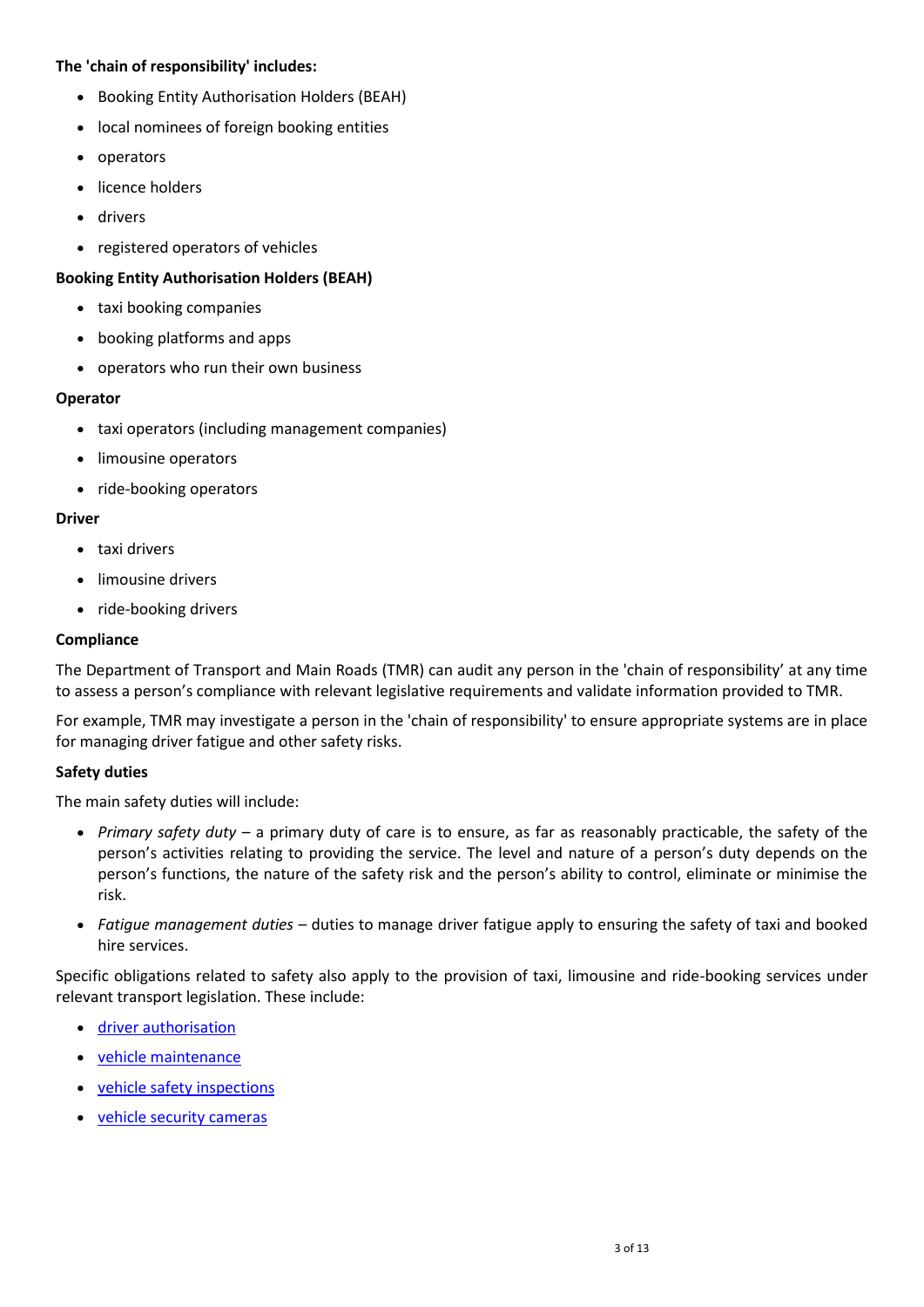**The 'chain of responsibility' includes:**

- Booking Entity Authorisation Holders (BEAH)
- local nominees of foreign booking entities
- operators
- licence holders
- drivers
- registered operators of vehicles

**Booking Entity Authorisation Holders (BEAH)**

- taxi booking companies
- booking platforms and apps
- operators who run their own business

**Operator**

- taxi operators (including management companies)
- limousine operators
- ride-booking operators

**Driver**

- taxi drivers
- limousine drivers
- ride-booking drivers

**Compliance**

The Department of Transport and Main Roads (TMR) can audit any person in the 'chain of responsibility' at any time to assess a person's compliance with relevant legislative requirements and validate information provided to TMR.

For example, TMR may investigate a person in the 'chain of responsibility' to ensure appropriate systems are in place for managing driver fatigue and other safety risks.

**Safety duties**

The main safety duties will include:

- *Primary safety duty* – a primary duty of care is to ensure, as far as reasonably practicable, the safety of the person's activities relating to providing the service. The level and nature of a person's duty depends on the person's functions, the nature of the safety risk and the person's ability to control, eliminate or minimise the risk.
- *Fatigue management duties* – duties to manage driver fatigue apply to ensuring the safety of taxi and booked hire services.

Specific obligations related to safety also apply to the provision of taxi, limousine and ride-booking services under relevant transport legislation. These include:

- driver authorisation
- vehicle maintenance
- vehicle safety inspections
- vehicle security cameras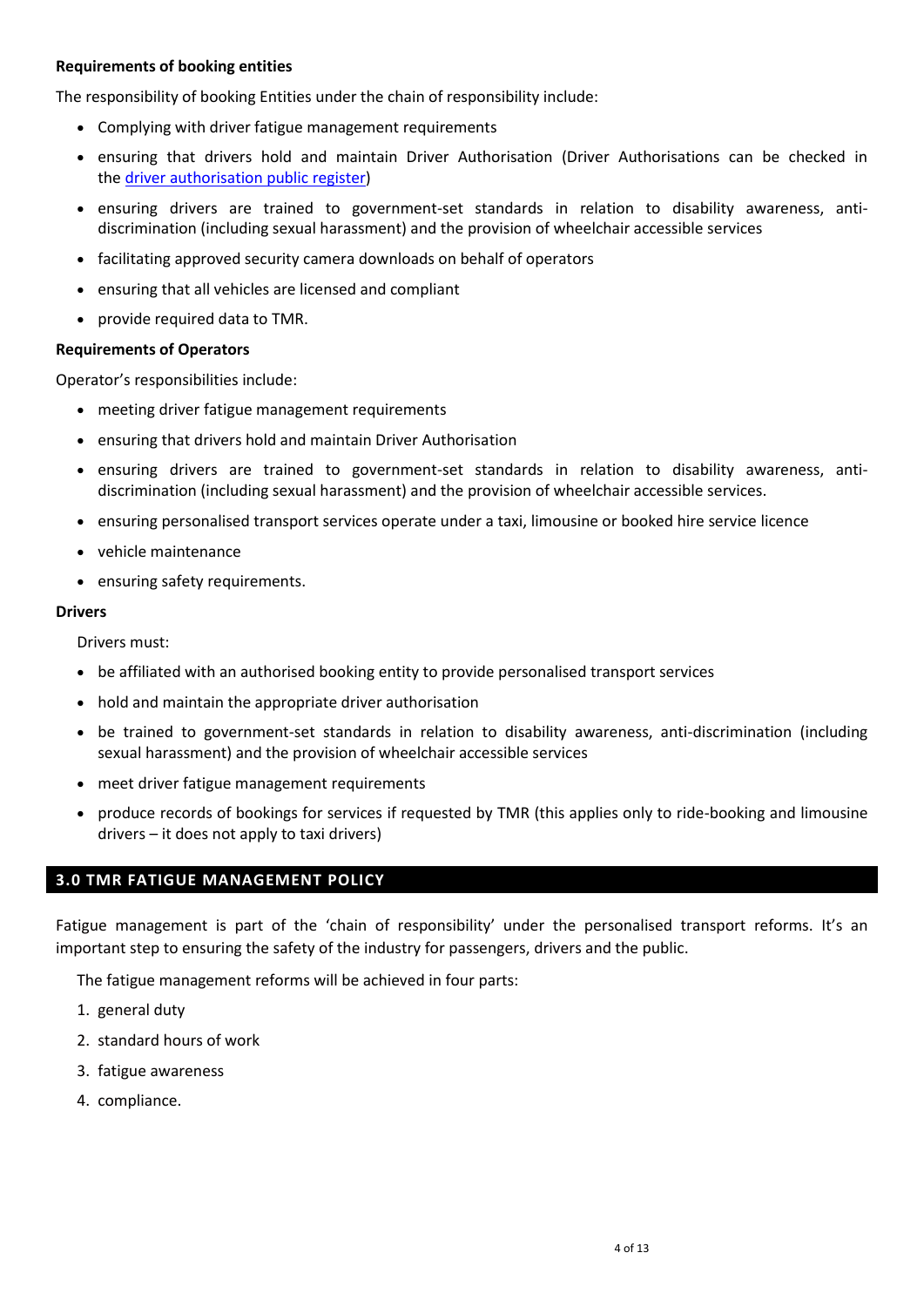**Requirements of booking entities**

The responsibility of booking Entities under the chain of responsibility include:

- Complying with driver fatigue management requirements
- ensuring that drivers hold and maintain Driver Authorisation (Driver Authorisations can be checked in the [driver authorisation public register](driver authorisation public register))
- ensuring drivers are trained to government-set standards in relation to disability awareness, anti-discrimination (including sexual harassment) and the provision of wheelchair accessible services
- facilitating approved security camera downloads on behalf of operators
- ensuring that all vehicles are licensed and compliant
- provide required data to TMR.

**Requirements of Operators**

Operator's responsibilities include:

- meeting driver fatigue management requirements
- ensuring that drivers hold and maintain Driver Authorisation
- ensuring drivers are trained to government-set standards in relation to disability awareness, anti-discrimination (including sexual harassment) and the provision of wheelchair accessible services.
- ensuring personalised transport services operate under a taxi, limousine or booked hire service licence
- vehicle maintenance
- ensuring safety requirements.

**Drivers**

Drivers must:

- be affiliated with an authorised booking entity to provide personalised transport services
- hold and maintain the appropriate driver authorisation
- be trained to government-set standards in relation to disability awareness, anti-discrimination (including sexual harassment) and the provision of wheelchair accessible services
- meet driver fatigue management requirements
- produce records of bookings for services if requested by TMR (this applies only to ride-booking and limousine drivers – it does not apply to taxi drivers)

## 3.0 TMR FATIGUE MANAGEMENT POLICY

Fatigue management is part of the 'chain of responsibility' under the personalised transport reforms. It's an important step to ensuring the safety of the industry for passengers, drivers and the public.

The fatigue management reforms will be achieved in four parts:

1. general duty
2. standard hours of work
3. fatigue awareness
4. compliance.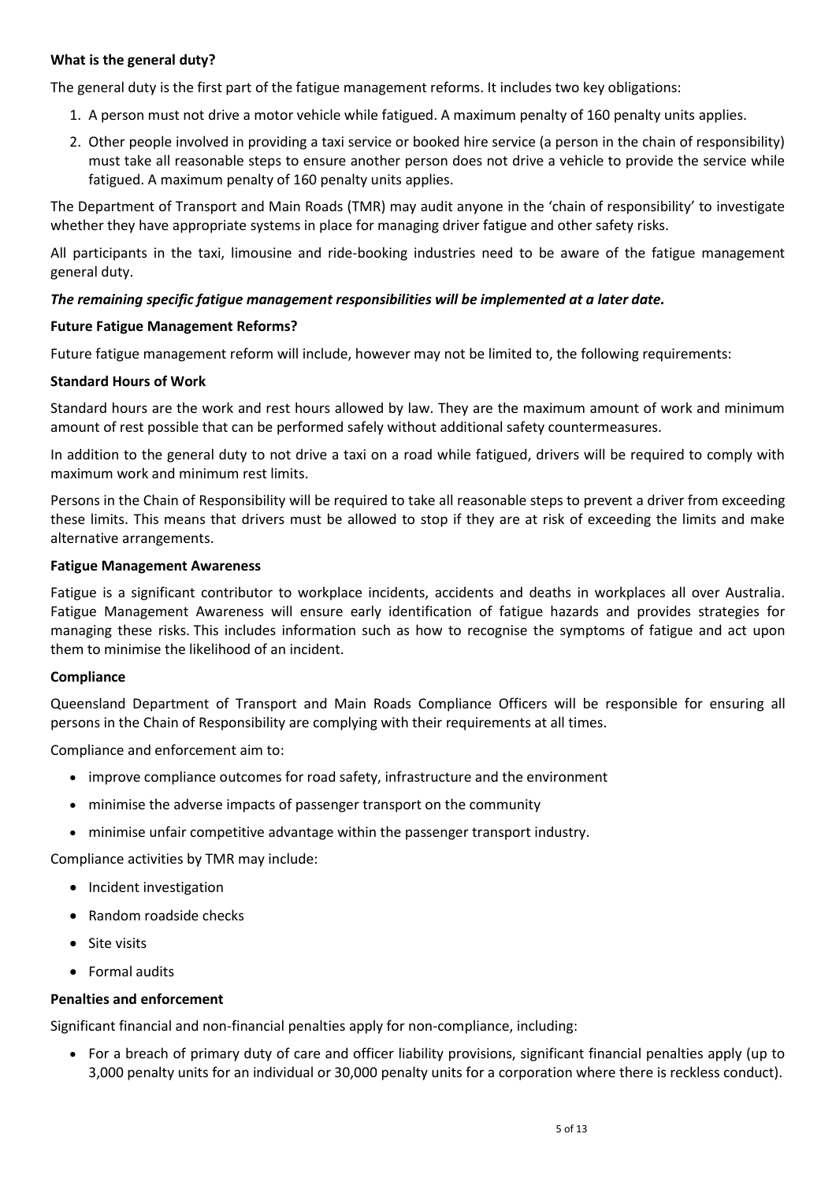**What is the general duty?**

The general duty is the first part of the fatigue management reforms. It includes two key obligations:

1. A person must not drive a motor vehicle while fatigued. A maximum penalty of 160 penalty units applies.
2. Other people involved in providing a taxi service or booked hire service (a person in the chain of responsibility) must take all reasonable steps to ensure another person does not drive a vehicle to provide the service while fatigued. A maximum penalty of 160 penalty units applies.

The Department of Transport and Main Roads (TMR) may audit anyone in the 'chain of responsibility' to investigate whether they have appropriate systems in place for managing driver fatigue and other safety risks.

All participants in the taxi, limousine and ride-booking industries need to be aware of the fatigue management general duty.

***The remaining specific fatigue management responsibilities will be implemented at a later date.***

**Future Fatigue Management Reforms?**

Future fatigue management reform will include, however may not be limited to, the following requirements:

**Standard Hours of Work**

Standard hours are the work and rest hours allowed by law. They are the maximum amount of work and minimum amount of rest possible that can be performed safely without additional safety countermeasures.

In addition to the general duty to not drive a taxi on a road while fatigued, drivers will be required to comply with maximum work and minimum rest limits.

Persons in the Chain of Responsibility will be required to take all reasonable steps to prevent a driver from exceeding these limits. This means that drivers must be allowed to stop if they are at risk of exceeding the limits and make alternative arrangements.

**Fatigue Management Awareness**

Fatigue is a significant contributor to workplace incidents, accidents and deaths in workplaces all over Australia. Fatigue Management Awareness will ensure early identification of fatigue hazards and provides strategies for managing these risks. This includes information such as how to recognise the symptoms of fatigue and act upon them to minimise the likelihood of an incident.

**Compliance**

Queensland Department of Transport and Main Roads Compliance Officers will be responsible for ensuring all persons in the Chain of Responsibility are complying with their requirements at all times.

Compliance and enforcement aim to:

- improve compliance outcomes for road safety, infrastructure and the environment
- minimise the adverse impacts of passenger transport on the community
- minimise unfair competitive advantage within the passenger transport industry.

Compliance activities by TMR may include:

- Incident investigation
- Random roadside checks
- Site visits
- Formal audits

**Penalties and enforcement**

Significant financial and non-financial penalties apply for non-compliance, including:

- For a breach of primary duty of care and officer liability provisions, significant financial penalties apply (up to 3,000 penalty units for an individual or 30,000 penalty units for a corporation where there is reckless conduct).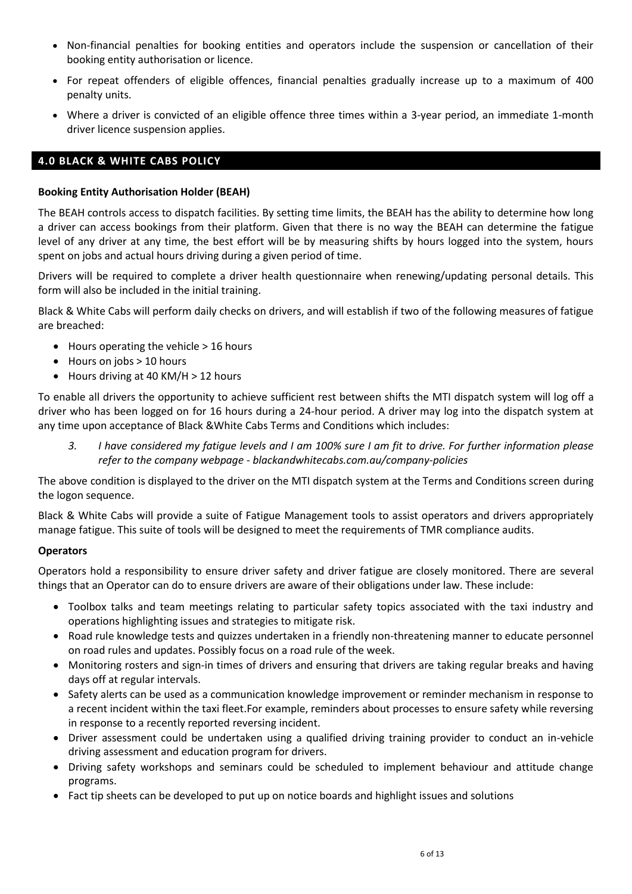- Non-financial penalties for booking entities and operators include the suspension or cancellation of their booking entity authorisation or licence.
- For repeat offenders of eligible offences, financial penalties gradually increase up to a maximum of 400 penalty units.
- Where a driver is convicted of an eligible offence three times within a 3-year period, an immediate 1-month driver licence suspension applies.

## 4.0 BLACK & WHITE CABS POLICY

**Booking Entity Authorisation Holder (BEAH)**

The BEAH controls access to dispatch facilities. By setting time limits, the BEAH has the ability to determine how long a driver can access bookings from their platform. Given that there is no way the BEAH can determine the fatigue level of any driver at any time, the best effort will be by measuring shifts by hours logged into the system, hours spent on jobs and actual hours driving during a given period of time.

Drivers will be required to complete a driver health questionnaire when renewing/updating personal details. This form will also be included in the initial training.

Black & White Cabs will perform daily checks on drivers, and will establish if two of the following measures of fatigue are breached:

- Hours operating the vehicle > 16 hours
- Hours on jobs > 10 hours
- Hours driving at 40 KM/H > 12 hours

To enable all drivers the opportunity to achieve sufficient rest between shifts the MTI dispatch system will log off a driver who has been logged on for 16 hours during a 24-hour period. A driver may log into the dispatch system at any time upon acceptance of Black &White Cabs Terms and Conditions which includes:

> 3. *I have considered my fatigue levels and I am 100% sure I am fit to drive. For further information please refer to the company webpage - blackandwhitecabs.com.au/company-policies*

The above condition is displayed to the driver on the MTI dispatch system at the Terms and Conditions screen during the logon sequence.

Black & White Cabs will provide a suite of Fatigue Management tools to assist operators and drivers appropriately manage fatigue. This suite of tools will be designed to meet the requirements of TMR compliance audits.

**Operators**

Operators hold a responsibility to ensure driver safety and driver fatigue are closely monitored. There are several things that an Operator can do to ensure drivers are aware of their obligations under law. These include:

- Toolbox talks and team meetings relating to particular safety topics associated with the taxi industry and operations highlighting issues and strategies to mitigate risk.
- Road rule knowledge tests and quizzes undertaken in a friendly non-threatening manner to educate personnel on road rules and updates. Possibly focus on a road rule of the week.
- Monitoring rosters and sign-in times of drivers and ensuring that drivers are taking regular breaks and having days off at regular intervals.
- Safety alerts can be used as a communication knowledge improvement or reminder mechanism in response to a recent incident within the taxi fleet.For example, reminders about processes to ensure safety while reversing in response to a recently reported reversing incident.
- Driver assessment could be undertaken using a qualified driving training provider to conduct an in-vehicle driving assessment and education program for drivers.
- Driving safety workshops and seminars could be scheduled to implement behaviour and attitude change programs.
- Fact tip sheets can be developed to put up on notice boards and highlight issues and solutions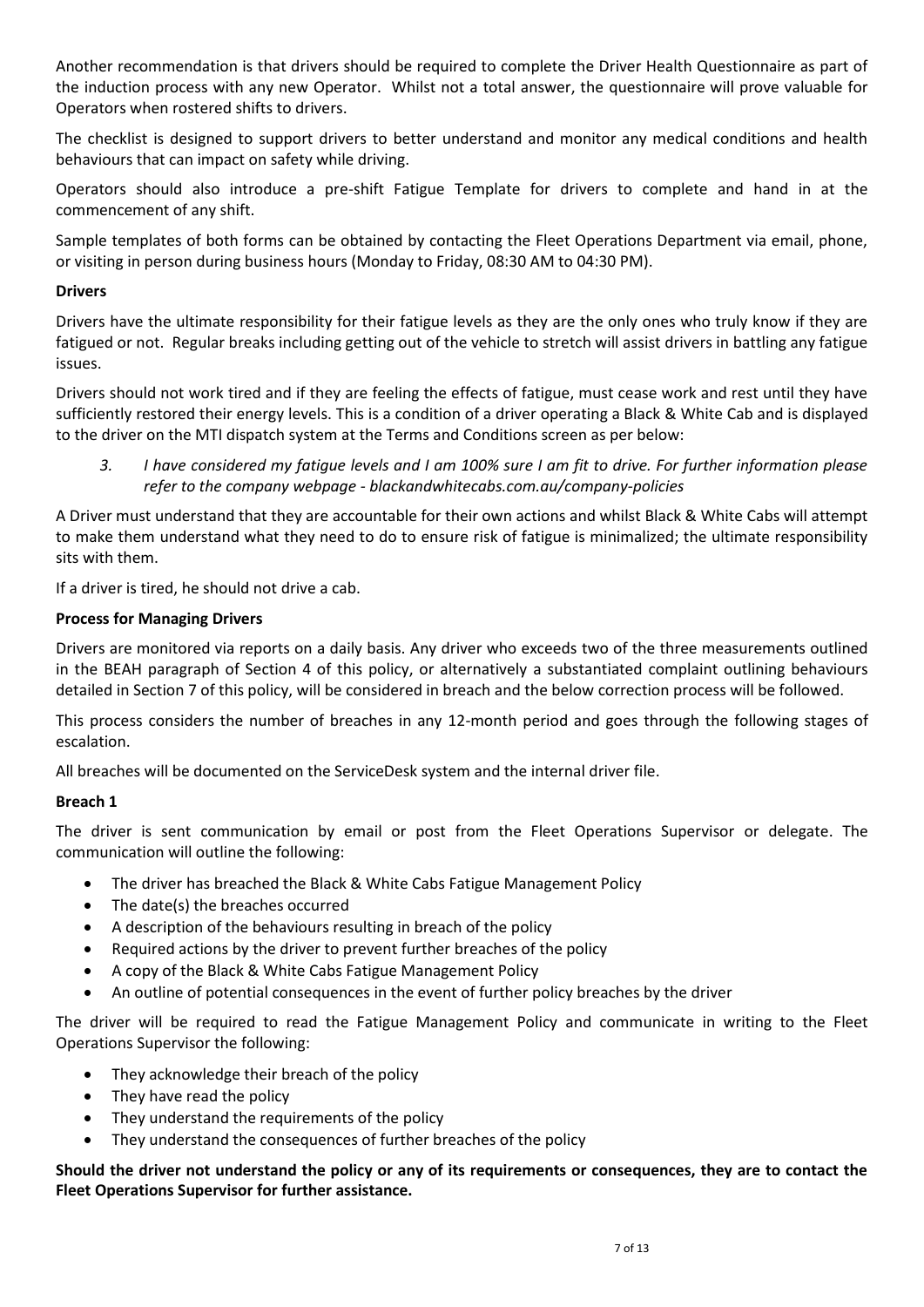Another recommendation is that drivers should be required to complete the Driver Health Questionnaire as part of the induction process with any new Operator. Whilst not a total answer, the questionnaire will prove valuable for Operators when rostered shifts to drivers.

The checklist is designed to support drivers to better understand and monitor any medical conditions and health behaviours that can impact on safety while driving.

Operators should also introduce a pre-shift Fatigue Template for drivers to complete and hand in at the commencement of any shift.

Sample templates of both forms can be obtained by contacting the Fleet Operations Department via email, phone, or visiting in person during business hours (Monday to Friday, 08:30 AM to 04:30 PM).

**Drivers**

Drivers have the ultimate responsibility for their fatigue levels as they are the only ones who truly know if they are fatigued or not. Regular breaks including getting out of the vehicle to stretch will assist drivers in battling any fatigue issues.

Drivers should not work tired and if they are feeling the effects of fatigue, must cease work and rest until they have sufficiently restored their energy levels. This is a condition of a driver operating a Black & White Cab and is displayed to the driver on the MTI dispatch system at the Terms and Conditions screen as per below:

> *3. I have considered my fatigue levels and I am 100% sure I am fit to drive. For further information please refer to the company webpage - blackandwhitecabs.com.au/company-policies*

A Driver must understand that they are accountable for their own actions and whilst Black & White Cabs will attempt to make them understand what they need to do to ensure risk of fatigue is minimalized; the ultimate responsibility sits with them.

If a driver is tired, he should not drive a cab.

**Process for Managing Drivers**

Drivers are monitored via reports on a daily basis. Any driver who exceeds two of the three measurements outlined in the BEAH paragraph of Section 4 of this policy, or alternatively a substantiated complaint outlining behaviours detailed in Section 7 of this policy, will be considered in breach and the below correction process will be followed.

This process considers the number of breaches in any 12-month period and goes through the following stages of escalation.

All breaches will be documented on the ServiceDesk system and the internal driver file.

**Breach 1**

The driver is sent communication by email or post from the Fleet Operations Supervisor or delegate. The communication will outline the following:

- The driver has breached the Black & White Cabs Fatigue Management Policy
- The date(s) the breaches occurred
- A description of the behaviours resulting in breach of the policy
- Required actions by the driver to prevent further breaches of the policy
- A copy of the Black & White Cabs Fatigue Management Policy
- An outline of potential consequences in the event of further policy breaches by the driver

The driver will be required to read the Fatigue Management Policy and communicate in writing to the Fleet Operations Supervisor the following:

- They acknowledge their breach of the policy
- They have read the policy
- They understand the requirements of the policy
- They understand the consequences of further breaches of the policy

**Should the driver not understand the policy or any of its requirements or consequences, they are to contact the Fleet Operations Supervisor for further assistance.**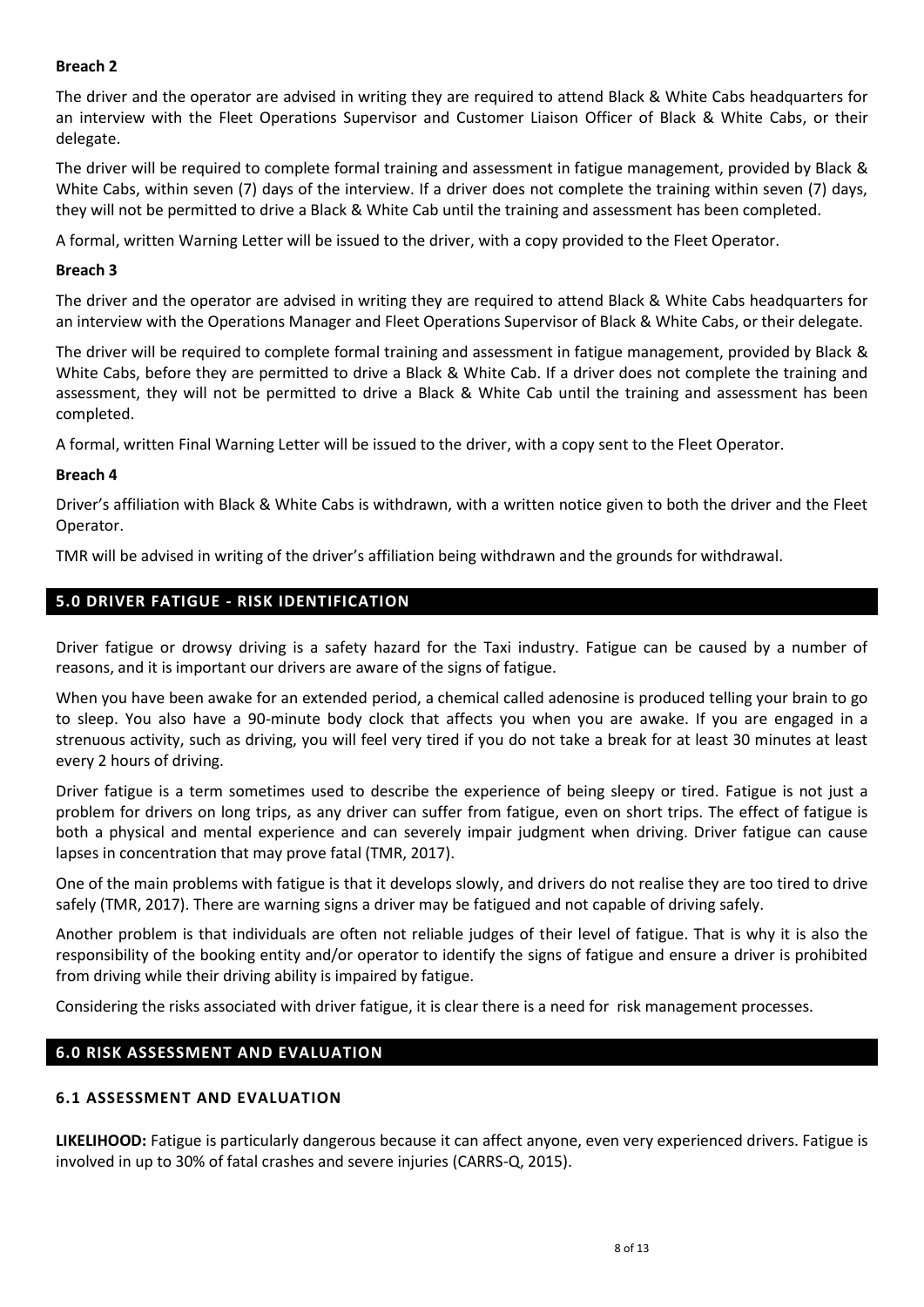**Breach 2**

The driver and the operator are advised in writing they are required to attend Black & White Cabs headquarters for an interview with the Fleet Operations Supervisor and Customer Liaison Officer of Black & White Cabs, or their delegate.

The driver will be required to complete formal training and assessment in fatigue management, provided by Black & White Cabs, within seven (7) days of the interview. If a driver does not complete the training within seven (7) days, they will not be permitted to drive a Black & White Cab until the training and assessment has been completed.

A formal, written Warning Letter will be issued to the driver, with a copy provided to the Fleet Operator.

**Breach 3**

The driver and the operator are advised in writing they are required to attend Black & White Cabs headquarters for an interview with the Operations Manager and Fleet Operations Supervisor of Black & White Cabs, or their delegate.

The driver will be required to complete formal training and assessment in fatigue management, provided by Black & White Cabs, before they are permitted to drive a Black & White Cab. If a driver does not complete the training and assessment, they will not be permitted to drive a Black & White Cab until the training and assessment has been completed.

A formal, written Final Warning Letter will be issued to the driver, with a copy sent to the Fleet Operator.

**Breach 4**

Driver's affiliation with Black & White Cabs is withdrawn, with a written notice given to both the driver and the Fleet Operator.

TMR will be advised in writing of the driver's affiliation being withdrawn and the grounds for withdrawal.

## 5.0 DRIVER FATIGUE - RISK IDENTIFICATION

Driver fatigue or drowsy driving is a safety hazard for the Taxi industry. Fatigue can be caused by a number of reasons, and it is important our drivers are aware of the signs of fatigue.

When you have been awake for an extended period, a chemical called adenosine is produced telling your brain to go to sleep. You also have a 90-minute body clock that affects you when you are awake. If you are engaged in a strenuous activity, such as driving, you will feel very tired if you do not take a break for at least 30 minutes at least every 2 hours of driving.

Driver fatigue is a term sometimes used to describe the experience of being sleepy or tired. Fatigue is not just a problem for drivers on long trips, as any driver can suffer from fatigue, even on short trips. The effect of fatigue is both a physical and mental experience and can severely impair judgment when driving. Driver fatigue can cause lapses in concentration that may prove fatal (TMR, 2017).

One of the main problems with fatigue is that it develops slowly, and drivers do not realise they are too tired to drive safely (TMR, 2017). There are warning signs a driver may be fatigued and not capable of driving safely.

Another problem is that individuals are often not reliable judges of their level of fatigue. That is why it is also the responsibility of the booking entity and/or operator to identify the signs of fatigue and ensure a driver is prohibited from driving while their driving ability is impaired by fatigue.

Considering the risks associated with driver fatigue, it is clear there is a need for risk management processes.

## 6.0 RISK ASSESSMENT AND EVALUATION

### 6.1 ASSESSMENT AND EVALUATION

**LIKELIHOOD:** Fatigue is particularly dangerous because it can affect anyone, even very experienced drivers. Fatigue is involved in up to 30% of fatal crashes and severe injuries (CARRS-Q, 2015).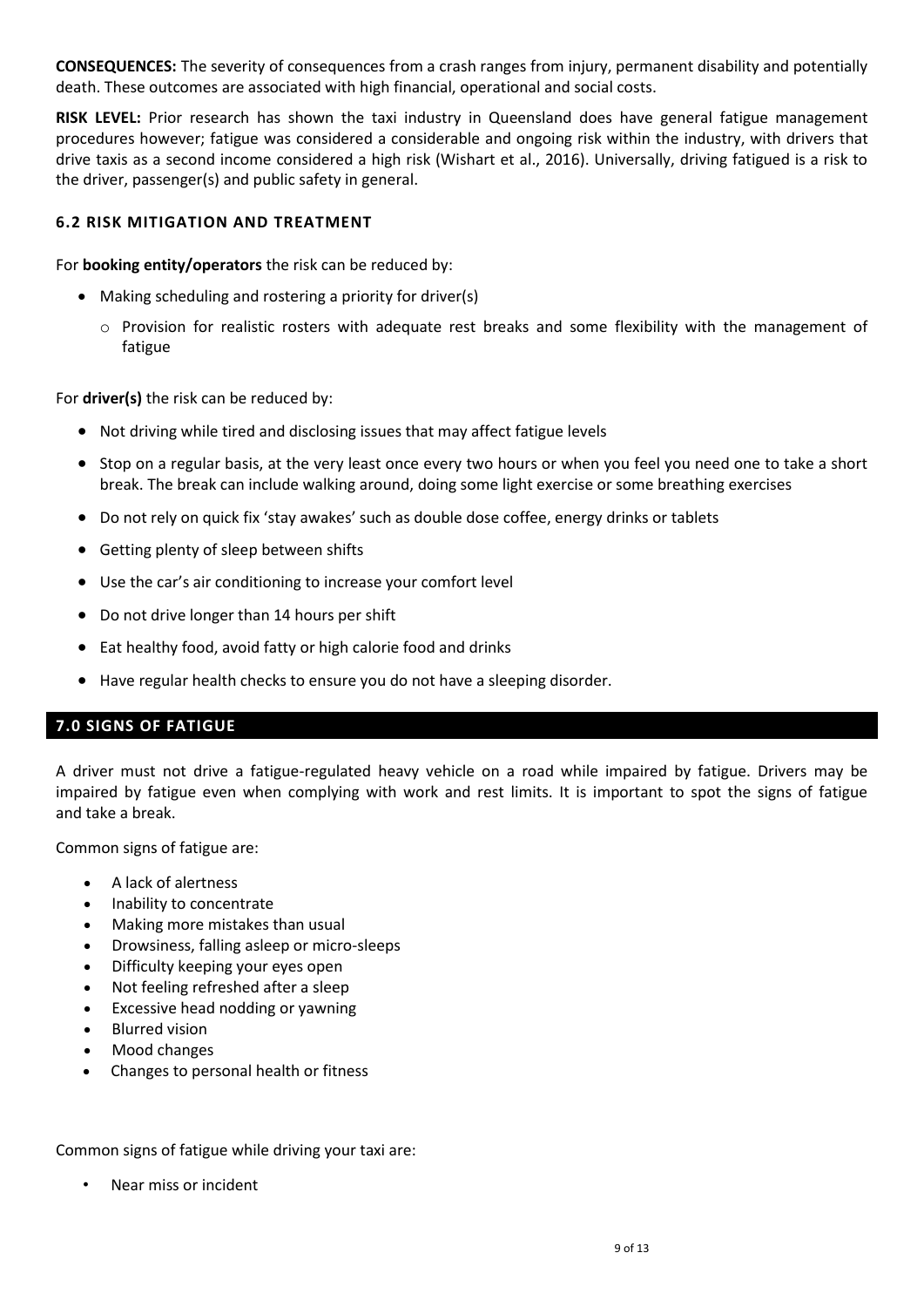**CONSEQUENCES:** The severity of consequences from a crash ranges from injury, permanent disability and potentially death. These outcomes are associated with high financial, operational and social costs.

**RISK LEVEL:** Prior research has shown the taxi industry in Queensland does have general fatigue management procedures however; fatigue was considered a considerable and ongoing risk within the industry, with drivers that drive taxis as a second income considered a high risk (Wishart et al., 2016). Universally, driving fatigued is a risk to the driver, passenger(s) and public safety in general.

### 6.2 RISK MITIGATION AND TREATMENT

For **booking entity/operators** the risk can be reduced by:

- Making scheduling and rostering a priority for driver(s)
  - Provision for realistic rosters with adequate rest breaks and some flexibility with the management of fatigue

For **driver(s)** the risk can be reduced by:

- Not driving while tired and disclosing issues that may affect fatigue levels
- Stop on a regular basis, at the very least once every two hours or when you feel you need one to take a short break. The break can include walking around, doing some light exercise or some breathing exercises
- Do not rely on quick fix 'stay awakes' such as double dose coffee, energy drinks or tablets
- Getting plenty of sleep between shifts
- Use the car's air conditioning to increase your comfort level
- Do not drive longer than 14 hours per shift
- Eat healthy food, avoid fatty or high calorie food and drinks
- Have regular health checks to ensure you do not have a sleeping disorder.

## 7.0 SIGNS OF FATIGUE

A driver must not drive a fatigue-regulated heavy vehicle on a road while impaired by fatigue. Drivers may be impaired by fatigue even when complying with work and rest limits. It is important to spot the signs of fatigue and take a break.

Common signs of fatigue are:

- A lack of alertness
- Inability to concentrate
- Making more mistakes than usual
- Drowsiness, falling asleep or micro-sleeps
- Difficulty keeping your eyes open
- Not feeling refreshed after a sleep
- Excessive head nodding or yawning
- Blurred vision
- Mood changes
- Changes to personal health or fitness

Common signs of fatigue while driving your taxi are:

- Near miss or incident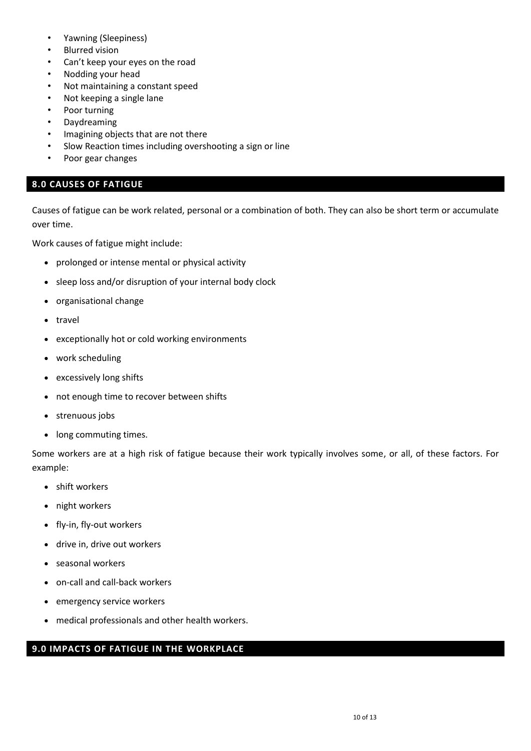- Yawning (Sleepiness)
- Blurred vision
- Can't keep your eyes on the road
- Nodding your head
- Not maintaining a constant speed
- Not keeping a single lane
- Poor turning
- Daydreaming
- Imagining objects that are not there
- Slow Reaction times including overshooting a sign or line
- Poor gear changes

## 8.0 CAUSES OF FATIGUE

Causes of fatigue can be work related, personal or a combination of both. They can also be short term or accumulate over time.

Work causes of fatigue might include:

- prolonged or intense mental or physical activity
- sleep loss and/or disruption of your internal body clock
- organisational change
- travel
- exceptionally hot or cold working environments
- work scheduling
- excessively long shifts
- not enough time to recover between shifts
- strenuous jobs
- long commuting times.

Some workers are at a high risk of fatigue because their work typically involves some, or all, of these factors. For example:

- shift workers
- night workers
- fly-in, fly-out workers
- drive in, drive out workers
- seasonal workers
- on-call and call-back workers
- emergency service workers
- medical professionals and other health workers.

## 9.0 IMPACTS OF FATIGUE IN THE WORKPLACE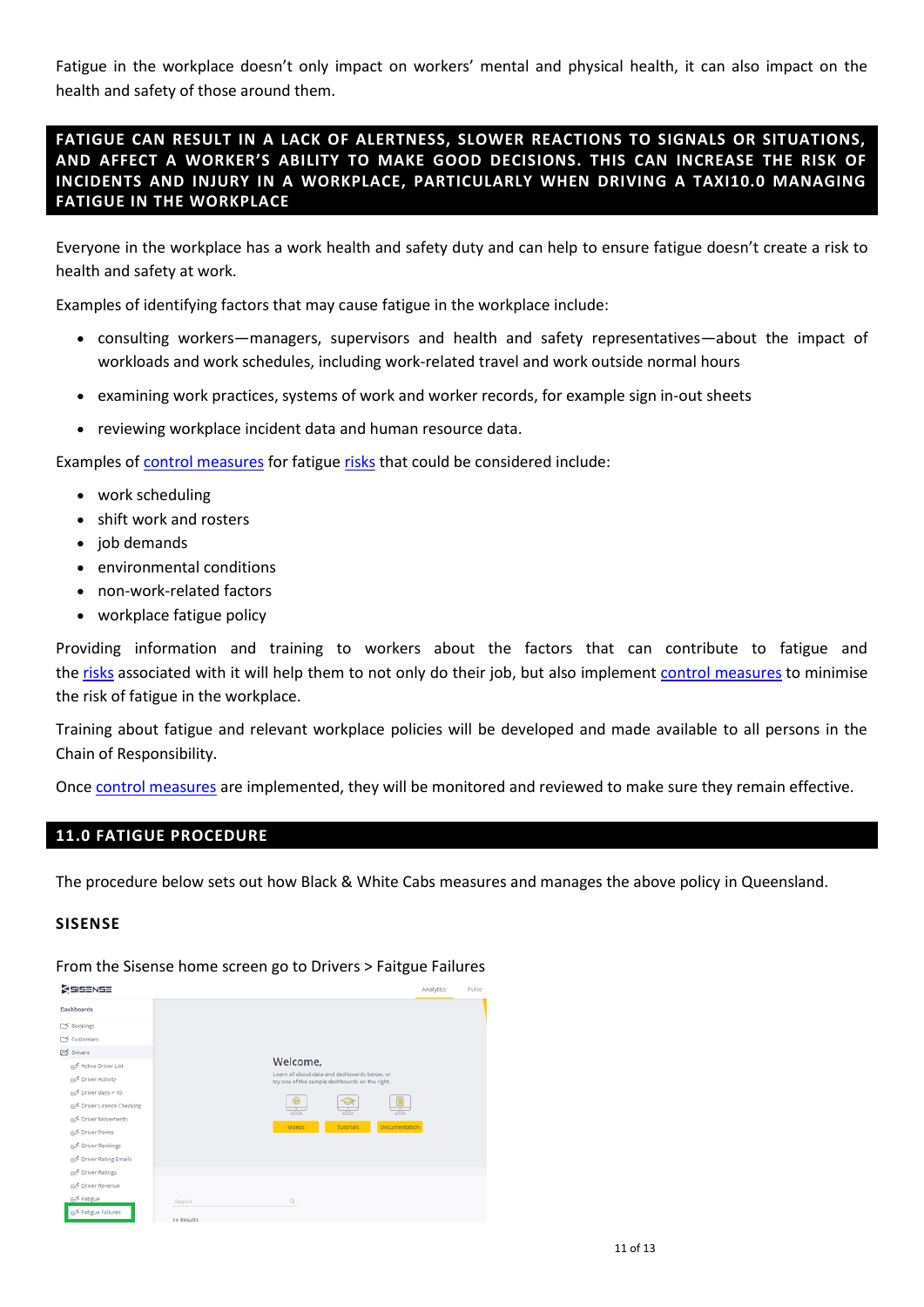Fatigue in the workplace doesn't only impact on workers' mental and physical health, it can also impact on the health and safety of those around them.

## FATIGUE CAN RESULT IN A LACK OF ALERTNESS, SLOWER REACTIONS TO SIGNALS OR SITUATIONS, AND AFFECT A WORKER'S ABILITY TO MAKE GOOD DECISIONS. THIS CAN INCREASE THE RISK OF INCIDENTS AND INJURY IN A WORKPLACE, PARTICULARLY WHEN DRIVING A TAXI10.0 MANAGING FATIGUE IN THE WORKPLACE

Everyone in the workplace has a work health and safety duty and can help to ensure fatigue doesn't create a risk to health and safety at work.

Examples of identifying factors that may cause fatigue in the workplace include:

- consulting workers—managers, supervisors and health and safety representatives—about the impact of workloads and work schedules, including work-related travel and work outside normal hours
- examining work practices, systems of work and worker records, for example sign in-out sheets
- reviewing workplace incident data and human resource data.

Examples of control measures for fatigue risks that could be considered include:

- work scheduling
- shift work and rosters
- job demands
- environmental conditions
- non-work-related factors
- workplace fatigue policy

Providing information and training to workers about the factors that can contribute to fatigue and the risks associated with it will help them to not only do their job, but also implement control measures to minimise the risk of fatigue in the workplace.

Training about fatigue and relevant workplace policies will be developed and made available to all persons in the Chain of Responsibility.

Once control measures are implemented, they will be monitored and reviewed to make sure they remain effective.

## 11.0 FATIGUE PROCEDURE

The procedure below sets out how Black & White Cabs measures and manages the above policy in Queensland.

### SISENSE

From the Sisense home screen go to Drivers > Faitgue Failures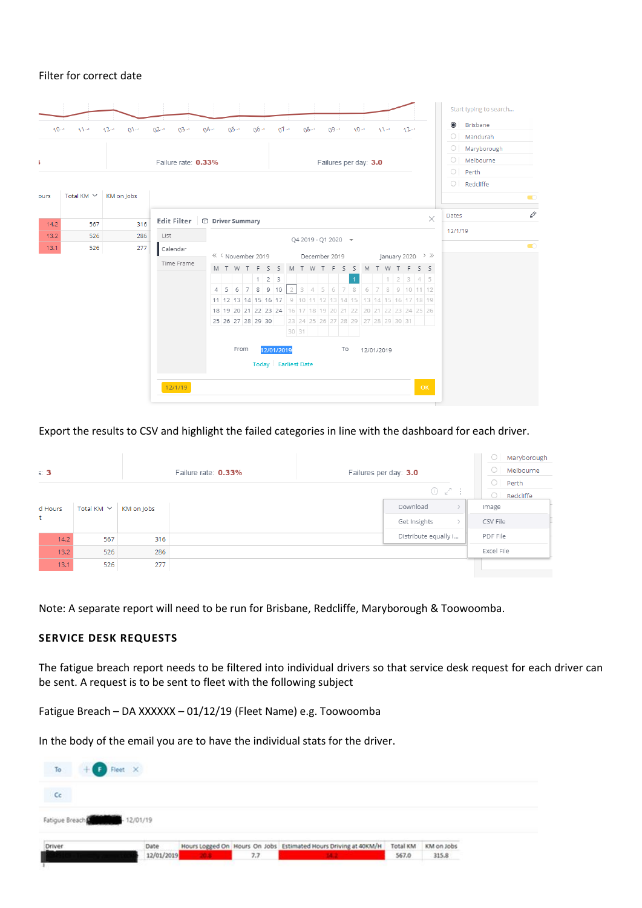Filter for correct date

Export the results to CSV and highlight the failed categories in line with the dashboard for each driver.

Note: A separate report will need to be run for Brisbane, Redcliffe, Maryborough & Toowoomba.

## SERVICE DESK REQUESTS

The fatigue breach report needs to be filtered into individual drivers so that service desk request for each driver can be sent. A request is to be sent to fleet with the following subject

Fatigue Breach – DA XXXXXX – 01/12/19 (Fleet Name) e.g. Toowoomba

In the body of the email you are to have the individual stats for the driver.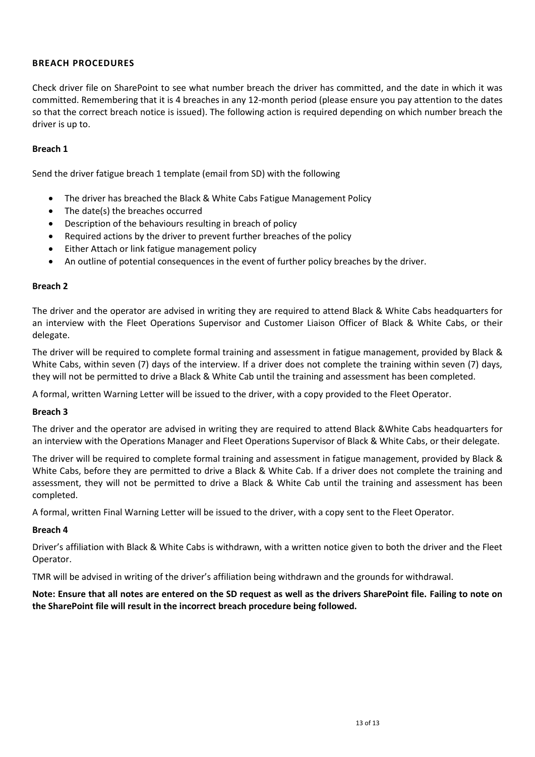## BREACH PROCEDURES

Check driver file on SharePoint to see what number breach the driver has committed, and the date in which it was committed. Remembering that it is 4 breaches in any 12-month period (please ensure you pay attention to the dates so that the correct breach notice is issued). The following action is required depending on which number breach the driver is up to.

### Breach 1

Send the driver fatigue breach 1 template (email from SD) with the following

- The driver has breached the Black & White Cabs Fatigue Management Policy
- The date(s) the breaches occurred
- Description of the behaviours resulting in breach of policy
- Required actions by the driver to prevent further breaches of the policy
- Either Attach or link fatigue management policy
- An outline of potential consequences in the event of further policy breaches by the driver.

### Breach 2

The driver and the operator are advised in writing they are required to attend Black & White Cabs headquarters for an interview with the Fleet Operations Supervisor and Customer Liaison Officer of Black & White Cabs, or their delegate.

The driver will be required to complete formal training and assessment in fatigue management, provided by Black & White Cabs, within seven (7) days of the interview. If a driver does not complete the training within seven (7) days, they will not be permitted to drive a Black & White Cab until the training and assessment has been completed.

A formal, written Warning Letter will be issued to the driver, with a copy provided to the Fleet Operator.

### Breach 3

The driver and the operator are advised in writing they are required to attend Black &White Cabs headquarters for an interview with the Operations Manager and Fleet Operations Supervisor of Black & White Cabs, or their delegate.

The driver will be required to complete formal training and assessment in fatigue management, provided by Black & White Cabs, before they are permitted to drive a Black & White Cab. If a driver does not complete the training and assessment, they will not be permitted to drive a Black & White Cab until the training and assessment has been completed.

A formal, written Final Warning Letter will be issued to the driver, with a copy sent to the Fleet Operator.

### Breach 4

Driver's affiliation with Black & White Cabs is withdrawn, with a written notice given to both the driver and the Fleet Operator.

TMR will be advised in writing of the driver's affiliation being withdrawn and the grounds for withdrawal.

**Note: Ensure that all notes are entered on the SD request as well as the drivers SharePoint file. Failing to note on the SharePoint file will result in the incorrect breach procedure being followed.**